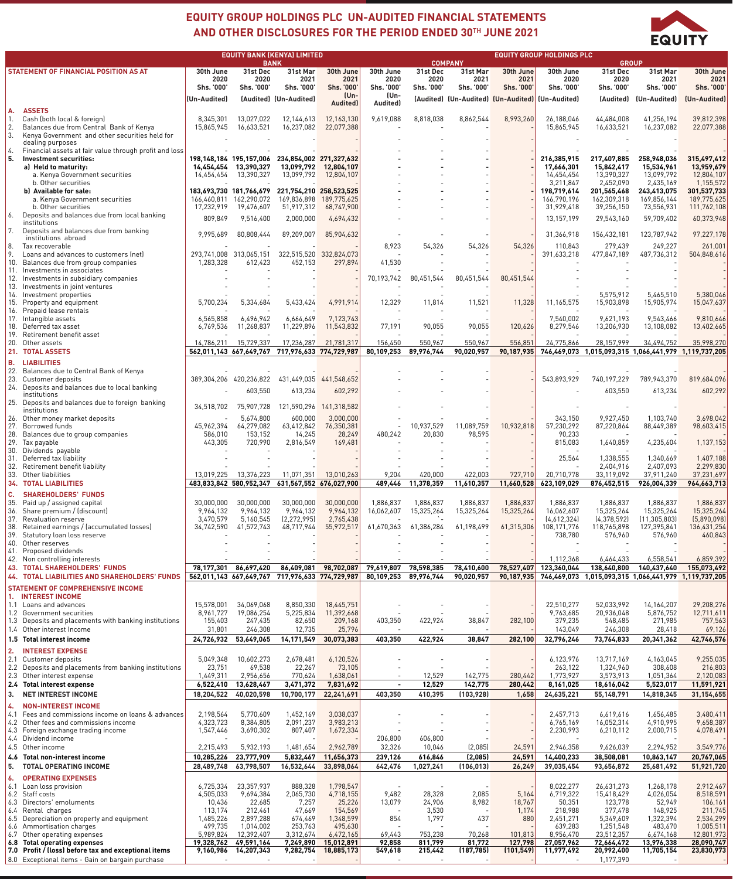# EQUITY GROUP HOLDINGS PLC UN-AUDITED FINANCIAL STATEMENTS AND OTHER DISCLOSURES FOR THE PERIOD ENDED 30TH JUNE 2021

| | EQUITY BANK (KENYA) LIMITED | | | | EQUITY GROUP HOLDINGS PLC | | | | | | | |
|---|---|---|---|---|---|---|---|---|---|---|---|---|
| | BANK | | | | COMPANY | | | | GROUP | | | |
| **STATEMENT OF FINANCIAL POSITION AS AT** | 30th June 2020 Shs. '000' | 31st Dec 2020 Shs. '000' | 31st Mar 2021 Shs. '000' | 30th June 2021 Shs. '000' | 30th June 2020 Shs. '000' | 31st Dec 2020 Shs. '000' | 31st Mar 2021 Shs. '000' | 30th June 2021 Shs. '000' | 30th June 2020 Shs. '000' | 31st Dec 2020 Shs. '000' | 31st Mar 2021 Shs. '000' | 30th June 2021 Shs. '000' |
| | (Un-Audited) | (Audited) | (Un-Audited) | (Un-Audited) | (Un-Audited) | (Audited) | (Un-Audited) | (Un-Audited) | (Un-Audited) | (Audited) | (Un-Audited) | (Un-Audited) |
| **A. ASSETS** | | | | | | | | | | | | |
| 1. Cash (both local & foreign) | 8,345,301 | 13,027,022 | 12,144,613 | 12,163,130 | 9,619,088 | 8,818,038 | 8,862,544 | 8,993,260 | 26,188,046 | 44,484,008 | 41,256,194 | 39,812,398 |
| 2. Balances due from Central Bank of Kenya | 15,865,945 | 16,633,521 | 16,237,082 | 22,077,388 | - | - | - | - | 15,865,945 | 16,633,521 | 16,237,082 | 22,077,388 |
| 3. Kenya Government and other securities held for dealing purposes | - | - | - | - | - | - | - | - | - | - | - | - |
| 4. Financial assets at fair value through profit and loss | - | - | - | - | - | - | - | - | - | - | - | - |
| **5. Investment securities:** | **198,148,184** | **195,157,006** | **234,854,002** | **271,327,632** | - | - | - | - | **216,385,915** | **217,407,885** | **258,948,036** | **315,497,412** |
| **a) Held to maturity:** | **14,454,454** | **13,390,327** | **13,099,792** | **12,804,107** | - | - | - | - | **17,666,301** | **15,842,417** | **15,534,961** | **13,959,679** |
| a. Kenya Government securities | 14,454,454 | 13,390,327 | 13,099,792 | 12,804,107 | - | - | - | - | 14,454,454 | 13,390,327 | 13,099,792 | 12,804,107 |
| b. Other securities | - | - | - | - | - | - | - | - | 3,211,847 | 2,452,090 | 2,435,169 | 1,155,572 |
| **b) Available for sale:** | **183,693,730** | **181,766,679** | **221,754,210** | **258,523,525** | - | - | - | - | **198,719,614** | **201,565,468** | **243,413,075** | **301,537,733** |
| a. Kenya Government securities | 166,460,811 | 162,290,072 | 169,836,898 | 189,775,625 | - | - | - | - | 166,790,196 | 162,309,318 | 169,856,144 | 189,775,625 |
| b. Other securities | 17,232,919 | 19,476,607 | 51,917,312 | 68,747,900 | - | - | - | - | 31,929,418 | 39,256,150 | 73,556,931 | 111,762,108 |
| 6. Deposits and balances due from local banking institutions | 809,849 | 9,516,400 | 2,000,000 | 4,694,432 | - | - | - | - | 13,157,199 | 29,543,160 | 59,709,402 | 60,373,948 |
| 7. Deposits and balances due from banking institutions abroad | 9,995,689 | 80,808,444 | 89,209,007 | 85,904,632 | - | - | - | - | 31,366,918 | 156,432,181 | 123,787,942 | 97,227,178 |
| 8. Tax recoverable | - | - | - | - | 8,923 | 54,326 | 54,326 | 54,326 | 110,843 | 279,439 | 249,227 | 261,001 |
| 9. Loans and advances to customers (net) | 293,741,008 | 313,065,151 | 322,515,520 | 332,824,073 | - | - | - | - | 391,633,218 | 477,847,189 | 487,736,312 | 504,848,616 |
| 10. Balances due from group companies | 1,283,328 | 612,423 | 452,153 | 297,894 | 41,530 | - | - | - | - | - | - | - |
| 11. Investments in associates | - | - | - | - | - | - | - | - | - | - | - | - |
| 12. Investments in subsidiary companies | - | - | - | - | 70,193,742 | 80,451,544 | 80,451,544 | 80,451,544 | - | - | - | - |
| 13. Investments in joint ventures | - | - | - | - | - | - | - | - | - | - | - | - |
| 14. Investment properties | - | - | - | - | - | - | - | - | - | 5,575,912 | 5,465,510 | 5,380,046 |
| 15. Property and equipment | 5,700,234 | 5,334,684 | 5,433,424 | 4,991,914 | 12,329 | 11,814 | 11,521 | 11,328 | 11,165,575 | 15,903,898 | 15,905,974 | 15,047,637 |
| 16. Prepaid lease rentals | - | - | - | - | - | - | - | - | - | - | - | - |
| 17. Intangible assets | 6,565,858 | 6,496,942 | 6,664,649 | 7,123,743 | - | - | - | - | 7,540,002 | 9,621,193 | 9,543,466 | 9,810,646 |
| 18. Deferred tax asset | 6,769,536 | 11,268,837 | 11,229,896 | 11,543,832 | 77,191 | 90,055 | 90,055 | 120,626 | 8,279,546 | 13,206,930 | 13,108,082 | 13,402,665 |
| 19. Retirement benefit asset | - | - | - | - | - | - | - | - | - | - | - | - |
| 20. Other assets | 14,786,211 | 15,729,337 | 17,236,287 | 21,781,317 | 156,450 | 550,967 | 550,967 | 556,851 | 24,775,866 | 28,157,999 | 34,494,752 | 35,998,270 |
| **21. TOTAL ASSETS** | **562,011,143** | **667,649,767** | **717,976,633** | **774,729,987** | **80,109,253** | **89,976,744** | **90,020,957** | **90,187,935** | **746,469,073** | **1,015,093,315** | **1,066,441,979** | **1,119,737,205** |
| **B. LIABILITIES** | | | | | | | | | | | | |
| 22. Balances due to Central Bank of Kenya | - | - | - | - | - | - | - | - | - | - | - | - |
| 23. Customer deposits | 389,304,206 | 420,236,822 | 431,449,035 | 441,548,652 | - | - | - | - | 543,893,929 | 740,197,229 | 789,943,370 | 819,684,096 |
| 24. Deposits and balances due to local banking institutions | - | 603,550 | 613,234 | 602,292 | - | - | - | - | - | 603,550 | 613,234 | 602,292 |
| 25. Deposits and balances due to foreign banking institutions | 34,518,702 | 75,907,728 | 121,590,296 | 141,318,582 | - | - | - | - | - | - | - | - |
| 26. Other money market deposits | - | 5,674,800 | 600,000 | 3,000,000 | - | - | - | - | 343,150 | 9,927,450 | 1,103,740 | 3,698,042 |
| 27. Borrowed funds | 45,962,394 | 64,279,082 | 63,412,842 | 76,350,381 | - | 10,937,529 | 11,089,759 | 10,932,818 | 57,230,292 | 87,220,864 | 88,449,389 | 98,603,415 |
| 28. Balances due to group companies | 586,010 | 153,152 | 14,245 | 28,249 | 480,242 | 20,830 | 98,595 | - | 90,233 | - | - | - |
| 29. Tax payable | 443,305 | 720,990 | 2,816,549 | 169,481 | - | - | - | - | 815,083 | 1,640,859 | 4,235,604 | 1,137,153 |
| 30. Dividends payable | - | - | - | - | - | - | - | - | - | - | - | - |
| 31. Deferred tax liability | - | - | - | - | - | - | - | - | 25,564 | 1,338,555 | 1,340,669 | 1,407,188 |
| 32. Retirement benefit liability | - | - | - | - | - | - | - | - | - | 2,404,916 | 2,407,093 | 2,299,830 |
| 33. Other liabilities | 13,019,225 | 13,376,223 | 11,071,351 | 13,010,263 | 9,204 | 420,000 | 422,003 | 727,710 | 20,710,778 | 33,119,092 | 37,911,240 | 37,231,697 |
| **34. TOTAL LIABILITIES** | **483,833,842** | **580,952,347** | **631,567,552** | **676,027,900** | **489,446** | **11,378,359** | **11,610,357** | **11,660,528** | **623,109,029** | **876,452,515** | **926,004,339** | **964,663,713** |
| **C. SHAREHOLDERS' FUNDS** | | | | | | | | | | | | |
| 35. Paid up / assigned capital | 30,000,000 | 30,000,000 | 30,000,000 | 30,000,000 | 1,886,837 | 1,886,837 | 1,886,837 | 1,886,837 | 1,886,837 | 1,886,837 | 1,886,837 | 1,886,837 |
| 36. Share premium / (discount) | 9,964,132 | 9,964,132 | 9,964,132 | 9,964,132 | 16,062,607 | 15,325,264 | 15,325,264 | 15,325,264 | 16,062,607 | 15,325,264 | 15,325,264 | 15,325,264 |
| 37. Revaluation reserve | 3,470,579 | 5,160,545 | (2,272,995) | 2,765,438 | - | - | - | - | (4,612,324) | (4,378,592) | (11,305,803) | (5,890,098) |
| 38. Retained earnings / (accumulated losses) | 34,742,590 | 41,572,743 | 48,717,944 | 55,972,517 | 61,670,363 | 61,386,284 | 61,198,499 | 61,315,306 | 108,171,776 | 118,765,898 | 127,395,841 | 136,431,254 |
| 39. Statutory loan loss reserve | - | - | - | - | - | - | - | - | 738,780 | 576,960 | 576,960 | 460,843 |
| 40. Other reserves | - | - | - | - | - | - | - | - | - | - | - | - |
| 41. Proposed dividends | - | - | - | - | - | - | - | - | - | - | - | - |
| 42. Non controlling interests | - | - | - | - | - | - | - | - | 1,112,368 | 6,464,433 | 6,558,541 | 6,859,392 |
| **43. TOTAL SHAREHOLDERS' FUNDS** | **78,177,301** | **86,697,420** | **86,409,081** | **98,702,087** | **79,619,807** | **78,598,385** | **78,410,600** | **78,527,407** | **123,360,044** | **138,640,800** | **140,437,640** | **155,073,492** |
| **44. TOTAL LIABILITIES AND SHAREHOLDERS' FUNDS** | **562,011,143** | **667,649,767** | **717,976,633** | **774,729,987** | **80,109,253** | **89,976,744** | **90,020,957** | **90,187,935** | **746,469,073** | **1,015,093,315** | **1,066,441,979** | **1,119,737,205** |
| **STATEMENT OF COMPREHENSIVE INCOME** | | | | | | | | | | | | |
| **1. INTEREST INCOME** | | | | | | | | | | | | |
| 1.1 Loans and advances | 15,578,001 | 34,069,068 | 8,850,330 | 18,445,751 | - | - | - | - | 22,510,277 | 52,033,992 | 14,164,207 | 29,208,276 |
| 1.2 Government securities | 8,961,727 | 19,086,254 | 5,225,834 | 11,392,668 | - | - | - | - | 9,763,685 | 20,936,048 | 5,876,752 | 12,711,611 |
| 1.3 Deposits and placements with banking institutions | 155,403 | 247,435 | 82,650 | 209,168 | 403,350 | 422,924 | 38,847 | 282,100 | 379,235 | 548,485 | 271,985 | 757,563 |
| 1.4 Other interest Income | 31,801 | 246,308 | 12,735 | 25,796 | - | - | - | - | 143,049 | 246,308 | 28,418 | 69,126 |
| **1.5 Total interest income** | **24,726,932** | **53,649,065** | **14,171,549** | **30,073,383** | **403,350** | **422,924** | **38,847** | **282,100** | **32,796,246** | **73,764,833** | **20,341,362** | **42,746,576** |
| **2. INTEREST EXPENSE** | | | | | | | | | | | | |
| 2.1 Customer deposits | 5,049,348 | 10,602,273 | 2,678,481 | 6,120,526 | - | - | - | - | 6,123,976 | 13,717,169 | 4,163,045 | 9,255,035 |
| 2.2 Deposits and placements from banking institutions | 23,751 | 69,538 | 22,267 | 73,105 | - | - | - | - | 263,122 | 1,324,960 | 308,608 | 216,803 |
| 2.3 Other interest expense | 1,449,311 | 2,956,656 | 770,624 | 1,638,061 | - | 12,529 | 142,775 | 280,442 | 1,773,927 | 3,573,913 | 1,051,364 | 2,120,083 |
| **2.4 Total interest expense** | **6,522,410** | **13,628,467** | **3,471,372** | **7,831,692** | - | **12,529** | **142,775** | **280,442** | **8,161,025** | **18,616,042** | **5,523,017** | **11,591,921** |
| **3. NET INTEREST INCOME** | **18,204,522** | **40,020,598** | **10,700,177** | **22,241,691** | **403,350** | **410,395** | **(103,928)** | **1,658** | **24,635,221** | **55,148,791** | **14,818,345** | **31,154,655** |
| **4. NON-INTEREST INCOME** | | | | | | | | | | | | |
| 4.1 Fees and commissions income on loans & advances | 2,198,564 | 5,770,609 | 1,452,169 | 3,038,037 | - | - | - | - | 2,457,713 | 6,619,616 | 1,656,485 | 3,480,411 |
| 4.2 Other fees and commissions income | 4,323,723 | 8,384,805 | 2,091,237 | 3,983,213 | - | - | - | - | 6,765,169 | 16,052,314 | 4,910,995 | 9,658,387 |
| 4.3 Foreign exchange trading income | 1,547,446 | 3,690,302 | 807,407 | 1,672,334 | - | - | - | - | 2,230,993 | 6,210,112 | 2,000,715 | 4,078,491 |
| 4.4 Dividend income | - | - | - | - | 206,800 | 606,800 | - | - | - | - | - | - |
| 4.5 Other income | 2,215,493 | 5,932,193 | 1,481,654 | 2,962,789 | 32,326 | 10,046 | (2,085) | 24,591 | 2,946,358 | 9,626,039 | 2,294,952 | 3,549,776 |
| **4.6 Total non-interest income** | **10,285,226** | **23,777,909** | **5,832,467** | **11,656,373** | **239,126** | **616,846** | **(2,085)** | **24,591** | **14,400,233** | **38,508,081** | **10,863,147** | **20,767,065** |
| **5. TOTAL OPERATING INCOME** | **28,489,748** | **63,798,507** | **16,532,644** | **33,898,064** | **642,476** | **1,027,241** | **(106,013)** | **26,249** | **39,035,454** | **93,656,872** | **25,681,492** | **51,921,720** |
| **6. OPERATING EXPENSES** | | | | | | | | | | | | |
| 6.1 Loan loss provision | 6,725,334 | 23,357,937 | 888,328 | 1,798,547 | - | - | - | - | 8,022,277 | 26,631,273 | 1,268,178 | 2,912,467 |
| 6.2 Staff costs | 4,505,033 | 9,694,384 | 2,065,730 | 4,718,155 | 9,482 | 28,328 | 2,085 | 5,164 | 6,719,322 | 15,418,429 | 4,026,054 | 8,518,591 |
| 6.3 Directors' emoluments | 10,436 | 22,685 | 7,257 | 25,226 | 13,079 | 24,906 | 8,982 | 18,767 | 50,351 | 123,778 | 52,949 | 106,161 |
| 6.4 Rental charges | 113,174 | 212,461 | 47,669 | 154,569 | - | 3,530 | - | 1,174 | 218,988 | 377,478 | 148,925 | 211,745 |
| 6.5 Depreciation on property and equipment | 1,485,226 | 2,897,288 | 674,469 | 1,348,599 | 854 | 1,797 | 437 | 880 | 2,451,271 | 5,349,609 | 1,322,394 | 2,534,299 |
| 6.6 Amortisation charges | 499,735 | 1,014,002 | 253,763 | 495,630 | - | - | - | - | 639,283 | 1,251,548 | 483,670 | 1,005,511 |
| 6.7 Other operating expenses | 5,989,824 | 12,392,407 | 3,312,674 | 6,472,165 | 69,443 | 753,238 | 70,268 | 101,813 | 8,956,470 | 23,512,357 | 6,674,168 | 12,801,973 |
| **6.8 Total operating expenses** | **19,328,762** | **49,591,164** | **7,249,890** | **15,012,891** | **92,858** | **811,799** | **81,772** | **127,798** | **27,057,962** | **72,664,472** | **13,976,338** | **28,090,747** |
| **7.0 Profit / (loss) before tax and exceptional items** | **9,160,986** | **14,207,343** | **9,282,754** | **18,885,173** | **549,618** | **215,442** | **(187,785)** | **(101,549)** | **11,977,492** | **20,992,400** | **11,705,154** | **23,830,973** |
| 8.0 Exceptional items - Gain on bargain purchase | - | - | - | - | - | - | - | - | - | 1,177,390 | - | - |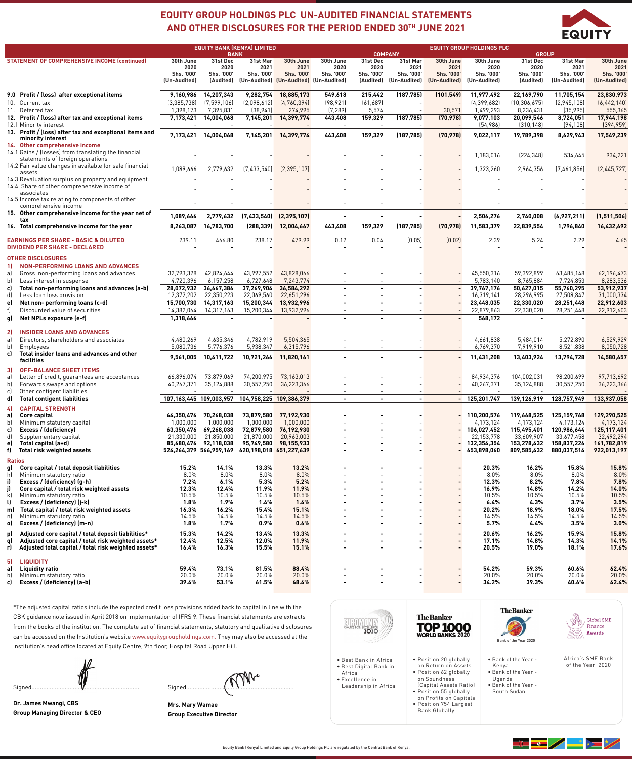# EQUITY GROUP HOLDINGS PLC UN-AUDITED FINANCIAL STATEMENTS AND OTHER DISCLOSURES FOR THE PERIOD ENDED 30TH JUNE 2021

| STATEMENT OF COMPREHENSIVE INCOME (continued) | EQUITY BANK (KENYA) LIMITED BANK | | | | EQUITY GROUP HOLDINGS PLC COMPANY | | | | GROUP | | | |
|---|---|---|---|---|---|---|---|---|---|---|---|---|
| | 30th June 2020 Shs. '000' (Un-Audited) | 31st Dec 2020 Shs. '000' (Audited) | 31st Mar 2021 Shs. '000' (Un-Audited) | 30th June 2021 Shs. '000' (Un-Audited) | 30th June 2020 Shs. '000' (Un-Audited) | 31st Dec 2020 Shs. '000' (Audited) | 31st Mar 2021 Shs. '000' (Un-Audited) | 30th June 2021 Shs. '000' (Un-Audited) | 30th June 2020 Shs. '000' (Un-Audited) | 31st Dec 2020 Shs. '000' (Audited) | 31st Mar 2021 Shs. '000' (Un-Audited) | 30th June 2021 Shs. '000' (Un-Audited) |
| **9.0 Profit / (loss) after exceptional items** | **9,160,986** | **14,207,343** | **9,282,754** | **18,885,173** | **549,618** | **215,442** | **(187,785)** | **(101,549)** | **11,977,492** | **22,169,790** | **11,705,154** | **23,830,973** |
| 10. Current tax | (3,385,738) | (7,599,106) | (2,098,612) | (4,760,394) | (98,921) | (61,687) | - | - | (4,399,682) | (10,306,675) | (2,945,108) | (6,442,140) |
| 11. Deferred tax | 1,398,173 | 7,395,831 | (38,941) | 274,995 | (7,289) | 5,574 | - | 30,571 | 1,499,293 | 8,236,431 | (35,995) | 555,365 |
| **12. Profit / (loss) after tax and exceptional items** | **7,173,421** | **14,004,068** | **7,145,201** | **14,399,774** | **443,408** | **159,329** | **(187,785)** | **(70,978)** | **9,077,103** | **20,099,546** | **8,724,051** | **17,944,198** |
| 12.1 Minority interest | - | - | - | - | - | - | - | - | (54,986) | (310,148) | (94,108) | (394,959) |
| **13. Profit / (loss) after tax and exceptional items and minority interest** | **7,173,421** | **14,004,068** | **7,145,201** | **14,399,774** | **443,408** | **159,329** | **(187,785)** | **(70,978)** | **9,022,117** | **19,789,398** | **8,629,943** | **17,549,239** |
| **14. Other comprehensive income** | | | | | | | | | | | | |
| 14.1 Gains / (losses) from translating the financial statements of foreign operations | - | - | - | - | - | - | - | - | 1,183,016 | (224,348) | 534,645 | 934,221 |
| 14.2 Fair value changes in available for sale financial assets | 1,089,666 | 2,779,632 | (7,433,540) | (2,395,107) | - | - | - | - | 1,323,260 | 2,964,356 | (7,461,856) | (2,445,727) |
| 14.3 Revaluation surplus on property and equipment | - | - | - | - | - | - | - | - | - | - | - | - |
| 14.4 Share of other comprehensive income of associates | - | - | - | - | - | - | - | - | - | - | - | - |
| 14.5 Income tax relating to components of other comprehensive income | - | - | - | - | - | - | - | - | - | - | - | - |
| **15. Other comprehensive income for the year net of tax** | **1,089,666** | **2,779,632** | **(7,433,540)** | **(2,395,107)** | - | - | - | - | **2,506,276** | **2,740,008** | **(6,927,211)** | **(1,511,506)** |
| **16. Total comprehensive income for the year** | **8,263,087** | **16,783,700** | **(288,339)** | **12,004,667** | **443,408** | **159,329** | **(187,785)** | **(70,978)** | **11,583,379** | **22,839,554** | **1,796,840** | **16,432,692** |
| **EARNINGS PER SHARE - BASIC & DILUTED** | 239.11 | 466.80 | 238.17 | 479.99 | 0.12 | 0.04 | (0.05) | (0.02) | 2.39 | 5.24 | 2.29 | 4.65 |
| **DIVIDEND PER SHARE - DECLARED** | - | - | - | - | - | - | - | - | - | - | - | - |
| **OTHER DISCLOSURES** | | | | | | | | | | | | |
| **1) NON-PERFORMING LOANS AND ADVANCES** | | | | | | | | | | | | |
| a) Gross non-performing loans and advances | 32,793,328 | 42,824,644 | 43,997,552 | 43,828,066 | - | - | - | - | 45,550,316 | 59,392,899 | 63,485,148 | 62,196,473 |
| b) Less interest in suspense | 4,720,396 | 6,157,258 | 6,727,648 | 7,243,774 | - | - | - | - | 5,783,140 | 8,765,884 | 7,724,853 | 8,283,536 |
| **c) Total non-performing loans and advances (a-b)** | **28,072,932** | **36,667,386** | **37,269,904** | **36,584,292** | - | - | - | - | **39,767,176** | **50,627,015** | **55,760,295** | **53,912,937** |
| d) Less loan loss provision | 12,372,202 | 22,350,223 | 22,069,560 | 22,651,296 | - | - | - | - | 16,319,141 | 28,296,995 | 27,508,847 | 31,000,334 |
| **e) Net non- performing loans (c-d)** | **15,700,730** | **14,317,163** | **15,200,344** | **13,932,996** | - | - | - | - | **23,448,035** | **22,330,020** | **28,251,448** | **22,912,603** |
| f) Discounted value of securities | 14,382,064 | 14,317,163 | 15,200,344 | 13,932,996 | - | - | - | - | 22,879,863 | 22,330,020 | 28,251,448 | 22,912,603 |
| **g) Net NPLs exposure (e-f)** | **1,318,666** | - | - | - | - | - | - | - | **568,172** | - | - | - |
| **2) INSIDER LOANS AND ADVANCES** | | | | | | | | | | | | |
| a) Directors, shareholders and associates | 4,480,269 | 4,635,346 | 4,782,919 | 5,504,365 | - | - | - | - | 4,661,838 | 5,484,014 | 5,272,890 | 6,529,929 |
| b) Employees | 5,080,736 | 5,776,376 | 5,938,347 | 6,315,796 | - | - | - | - | 6,769,370 | 7,919,910 | 8,521,838 | 8,050,728 |
| **c) Total insider loans and advances and other facilities** | **9,561,005** | **10,411,722** | **10,721,266** | **11,820,161** | - | - | - | - | **11,431,208** | **13,403,924** | **13,794,728** | **14,580,657** |
| **3) OFF-BALANCE SHEET ITEMS** | | | | | | | | | | | | |
| a) Letter of credit, guarantees and acceptances | 66,896,074 | 73,879,069 | 74,200,975 | 73,163,013 | - | - | - | - | 84,934,376 | 104,002,031 | 98,200,699 | 97,713,692 |
| b) Forwards,swaps and options | 40,267,371 | 35,124,888 | 30,557,250 | 36,223,366 | - | - | - | - | 40,267,371 | 35,124,888 | 30,557,250 | 36,223,366 |
| c) Other contigent liabilities | - | - | - | - | - | - | - | - | - | - | - | - |
| **d) Total contigent liabilities** | **107,163,445** | **109,003,957** | **104,758,225** | **109,386,379** | - | - | - | - | **125,201,747** | **139,126,919** | **128,757,949** | **133,937,058** |
| **4) CAPITAL STRENGTH** | | | | | | | | | | | | |
| **a) Core capital** | **64,350,476** | **70,268,038** | **73,879,580** | **77,192,930** | - | - | - | - | **110,200,576** | **119,668,525** | **125,159,768** | **129,290,525** |
| b) Minimum statutory capital | 1,000,000 | 1,000,000 | 1,000,000 | 1,000,000 | - | - | - | - | 4,173,124 | 4,173,124 | 4,173,124 | 4,173,124 |
| **c) Excess / (deficiency)** | **63,350,476** | **69,268,038** | **72,879,580** | **76,192,930** | - | - | - | - | **106,027,452** | **115,495,401** | **120,986,644** | **125,117,401** |
| d) Supplementary capital | 21,330,000 | 21,850,000 | 21,870,000 | 20,963,003 | - | - | - | - | 22,153,778 | 33,609,907 | 33,677,458 | 32,492,294 |
| **e) Total capital (a+d)** | **85,680,476** | **92,118,038** | **95,749,580** | **98,155,933** | - | - | - | - | **132,354,354** | **153,278,432** | **158,837,226** | **161,782,819** |
| **f) Total risk weighted assets** | **524,264,379** | **566,959,169** | **620,198,018** | **651,227,639** | - | - | - | - | **653,898,060** | **809,585,432** | **880,037,514** | **922,013,197** |
| **Ratios** | | | | | | | | | | | | |
| **g) Core capital / total deposit liabilities** | **15.2%** | **14.1%** | **13.3%** | **13.2%** | - | - | - | - | **20.3%** | **16.2%** | **15.8%** | **15.8%** |
| h) Minimum statutory ratio | 8.0% | 8.0% | 8.0% | 8.0% | - | - | - | - | 8.0% | 8.0% | 8.0% | 8.0% |
| **i) Excess / (deficiency) (g-h)** | **7.2%** | **6.1%** | **5.3%** | **5.2%** | - | - | - | - | **12.3%** | **8.2%** | **7.8%** | **7.8%** |
| **j) Core capital / total risk weighted assets** | **12.3%** | **12.4%** | **11.9%** | **11.9%** | - | - | - | - | **16.9%** | **14.8%** | **14.2%** | **14.0%** |
| k) Minimum statutory ratio | 10.5% | 10.5% | 10.5% | 10.5% | - | - | - | - | 10.5% | 10.5% | 10.5% | 10.5% |
| **l) Excess / (deficiency) (j-k)** | **1.8%** | **1.9%** | **1.4%** | **1.4%** | - | - | - | - | **6.4%** | **4.3%** | **3.7%** | **3.5%** |
| **m) Total capital / total risk weighted assets** | **16.3%** | **16.2%** | **15.4%** | **15.1%** | - | - | - | - | **20.2%** | **18.9%** | **18.0%** | **17.5%** |
| n) Minimum statutory ratio | 14.5% | 14.5% | 14.5% | 14.5% | - | - | - | - | 14.5% | 14.5% | 14.5% | 14.5% |
| **o) Excess / (deficiency) (m-n)** | **1.8%** | **1.7%** | **0.9%** | **0.6%** | - | - | - | - | **5.7%** | **4.4%** | **3.5%** | **3.0%** |
| **p) Adjusted core capital / total deposit liabilities*** | **15.3%** | **14.2%** | **13.4%** | **13.3%** | - | - | - | - | **20.6%** | **16.2%** | **15.9%** | **15.8%** |
| **q) Adjusted core capital / total risk weighted assets*** | **12.4%** | **12.5%** | **12.0%** | **11.9%** | - | - | - | - | **17.1%** | **14.8%** | **14.3%** | **14.1%** |
| **r) Adjusted total capital / total risk weighted assets*** | **16.4%** | **16.3%** | **15.5%** | **15.1%** | - | - | - | - | **20.5%** | **19.0%** | **18.1%** | **17.6%** |
| **5) LIQUIDITY** | | | | | | | | | | | | |
| **a) Liquidity ratio** | **59.4%** | **73.1%** | **81.5%** | **88.4%** | - | - | - | - | **54.2%** | **59.3%** | **60.6%** | **62.4%** |
| b) Minimum statutory ratio | 20.0% | 20.0% | 20.0% | 20.0% | - | - | - | - | 20.0% | 20.0% | 20.0% | 20.0% |
| **c) Excess / (deficiency) (a-b)** | **39.4%** | **53.1%** | **61.5%** | **68.4%** | - | - | - | - | **34.2%** | **39.3%** | **40.6%** | **42.4%** |

*The adjusted capital ratios include the expected credit loss provisions added back to capital in line with the CBK guidance note issued in April 2018 on implementation of IFRS 9. These financial statements are extracts from the books of the institution. The complete set of financial statements, statutory and qualitative disclosures can be accessed on the Institution's website www.equitygroupholdings.com. They may also be accessed at the institution's head office located at Equity Centre, 9th floor, Hospital Road Upper Hill.

Signed.............................................

**Dr. James Mwangi, CBS**
**Group Managing Director & CEO**

Signed.............................................

**Mrs. Mary Wamae**
**Group Executive Director**

Euromoney Awards for Excellence 2020
- Best Bank in Africa
- Best Digital Bank in Africa
- Excellence in Leadership in Africa

The Banker TOP 1000 World Banks 2020
- Position 20 globally on Return on Assets
- Position 62 globally on Soundness (Capital Assets Ratio)
- Position 55 globally on Profits on Capitals
- Position 754 Largest Bank Globally

The Banker Bank of the Year 2020
- Bank of the Year - Kenya
- Bank of the Year - Uganda
- Bank of the Year - South Sudan

Global SME Finance Awards
Africa's SME Bank of the Year, 2020

Equity Bank (Kenya) Limited and Equity Group Holdings Plc are regulated by the Central Bank of Kenya.